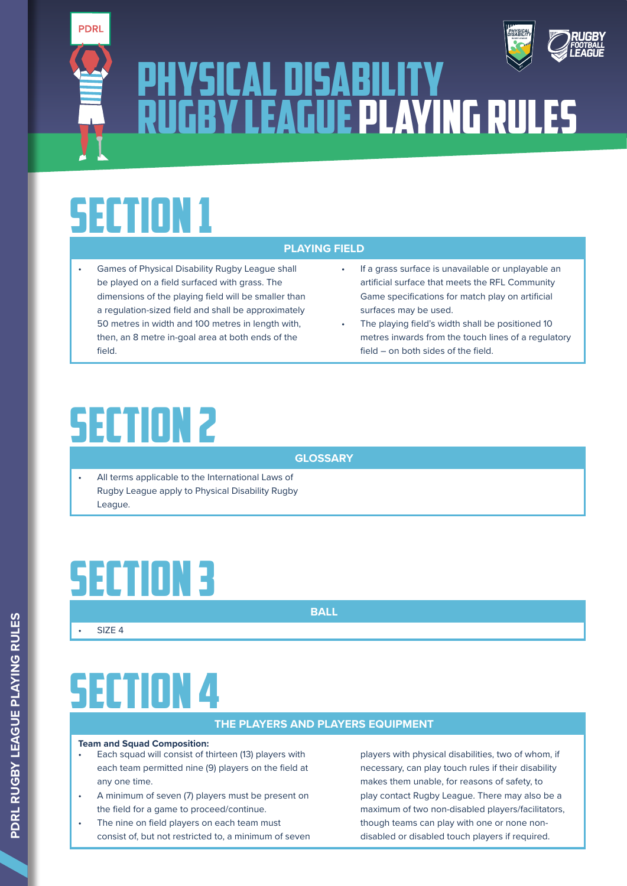# PHYSICAL DISABILITY RUGBY LEAGUE PLAYING RULES

# SECTION 1

## PLAYING FIELD

- Games of Physical Disability Rugby League shall be played on a field surfaced with grass. The dimensions of the playing field will be smaller than a regulation-sized field and shall be approximately 50 metres in width and 100 metres in length with, then, an 8 metre in-goal area at both ends of the field.
- If a grass surface is unavailable or unplayable an artificial surface that meets the RFL Community Game specifications for match play on artificial surfaces may be used.
- The playing field's width shall be positioned 10 metres inwards from the touch lines of a regulatory field – on both sides of the field.

# SECTION 2

## GLOSSARY

- All terms applicable to the International Laws of Rugby League apply to Physical Disability Rugby League.

# SECTION 3

## BALL

- SIZE 4

# SECTION 4

## THE PLAYERS AND PLAYERS EQUIPMENT

**Team and Squad Composition:**

- Each squad will consist of thirteen (13) players with each team permitted nine (9) players on the field at any one time.
- A minimum of seven (7) players must be present on the field for a game to proceed/continue.
- The nine on field players on each team must consist of, but not restricted to, a minimum of seven players with physical disabilities, two of whom, if necessary, can play touch rules if their disability makes them unable, for reasons of safety, to play contact Rugby League. There may also be a maximum of two non-disabled players/facilitators, though teams can play with one or none non-disabled or disabled touch players if required.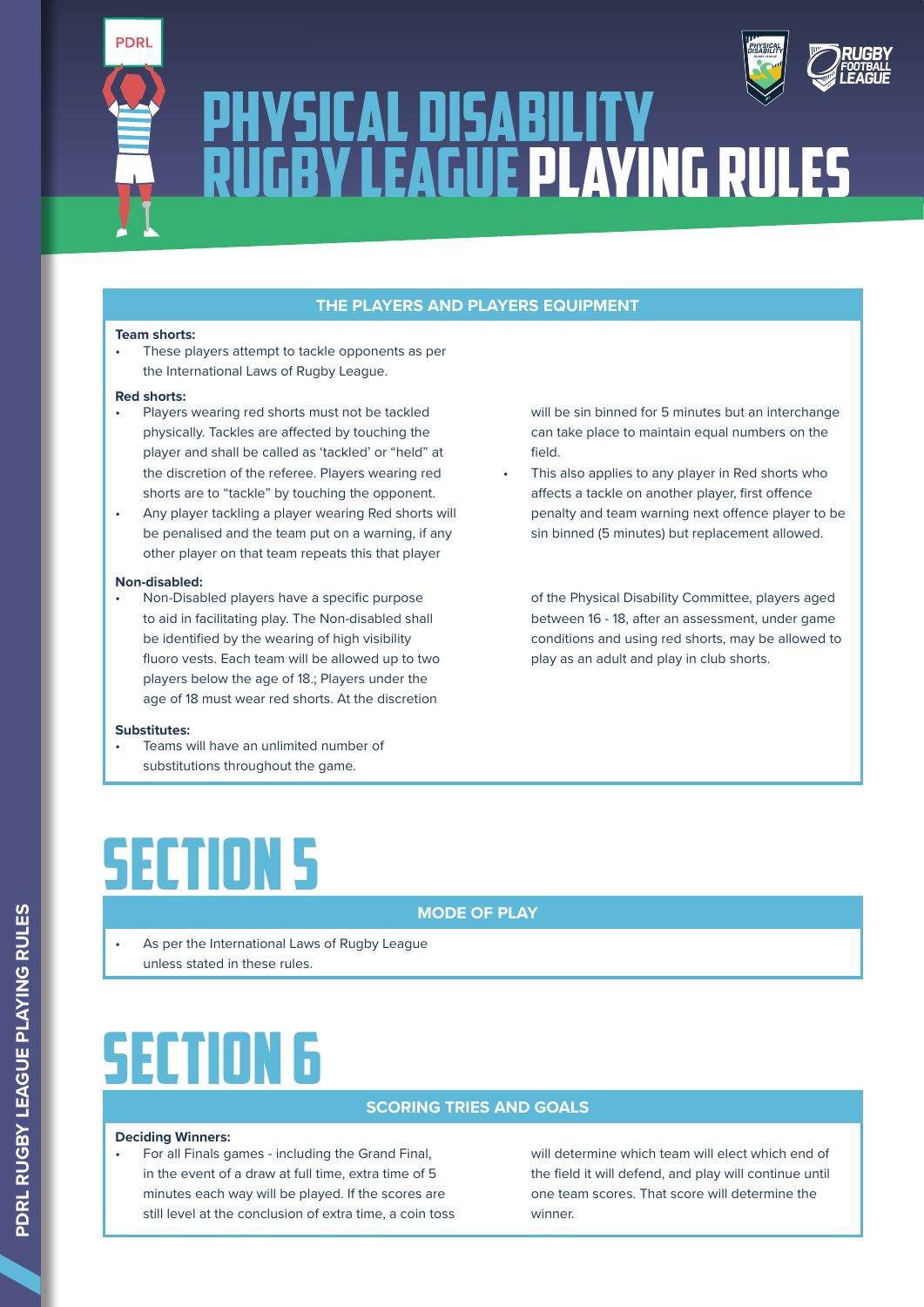# PHYSICAL DISABILITY RUGBY LEAGUE PLAYING RULES

## THE PLAYERS AND PLAYERS EQUIPMENT

**Team shorts:**

- These players attempt to tackle opponents as per the International Laws of Rugby League.

**Red shorts:**

- Players wearing red shorts must not be tackled physically. Tackles are affected by touching the player and shall be called as 'tackled' or "held" at the discretion of the referee. Players wearing red shorts are to "tackle" by touching the opponent.
- Any player tackling a player wearing Red shorts will be penalised and the team put on a warning, if any other player on that team repeats this that player will be sin binned for 5 minutes but an interchange can take place to maintain equal numbers on the field.
- This also applies to any player in Red shorts who affects a tackle on another player, first offence penalty and team warning next offence player to be sin binned (5 minutes) but replacement allowed.

**Non-disabled:**

- Non-Disabled players have a specific purpose to aid in facilitating play. The Non-disabled shall be identified by the wearing of high visibility fluoro vests. Each team will be allowed up to two players below the age of 18.; Players under the age of 18 must wear red shorts. At the discretion of the Physical Disability Committee, players aged between 16 - 18, after an assessment, under game conditions and using red shorts, may be allowed to play as an adult and play in club shorts.

**Substitutes:**

- Teams will have an unlimited number of substitutions throughout the game.

# SECTION 5

## MODE OF PLAY

- As per the International Laws of Rugby League unless stated in these rules.

# SECTION 6

## SCORING TRIES AND GOALS

**Deciding Winners:**

- For all Finals games - including the Grand Final, in the event of a draw at full time, extra time of 5 minutes each way will be played. If the scores are still level at the conclusion of extra time, a coin toss will determine which team will elect which end of the field it will defend, and play will continue until one team scores. That score will determine the winner.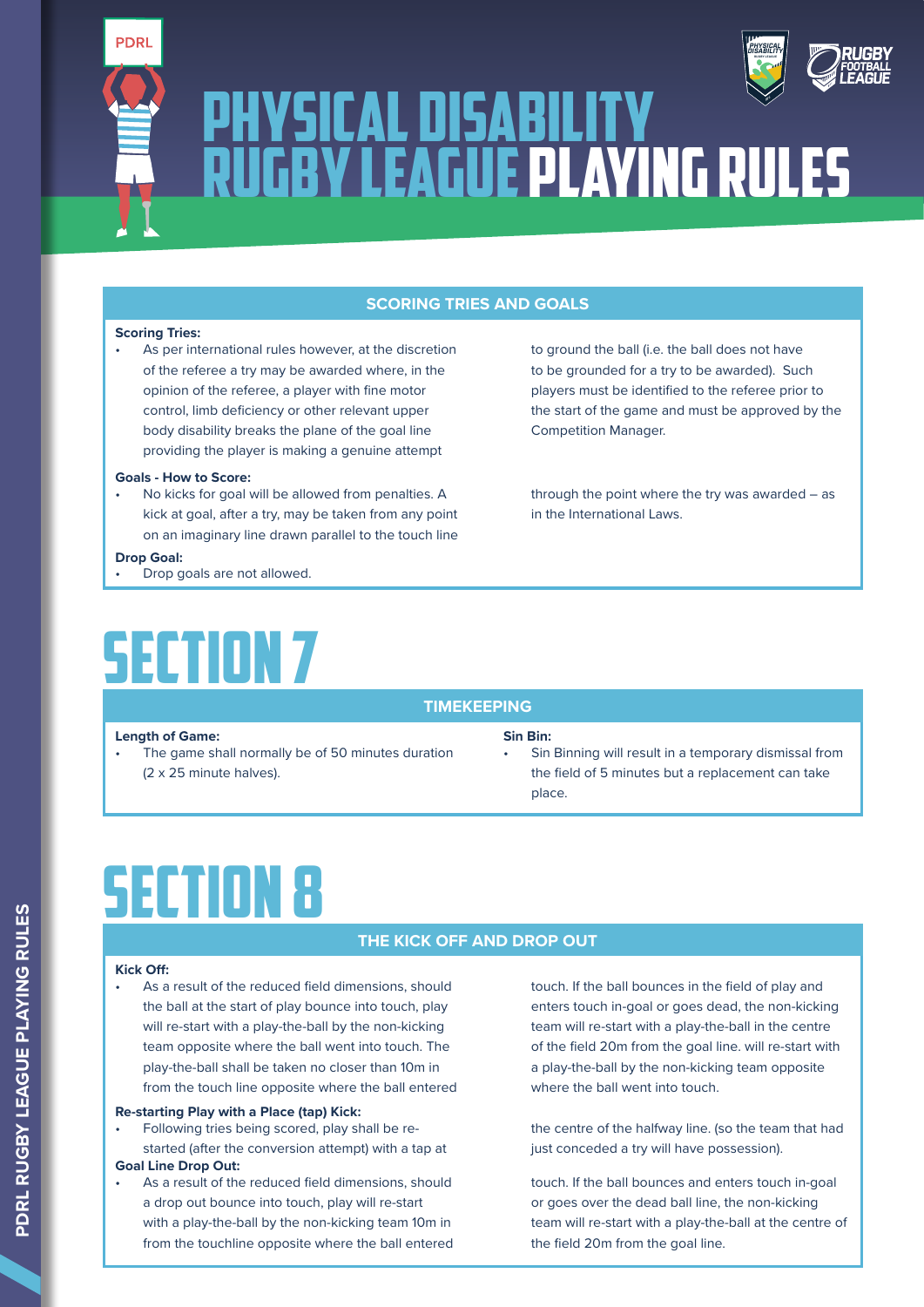# PHYSICAL DISABILITY RUGBY LEAGUE PLAYING RULES

## SCORING TRIES AND GOALS

**Scoring Tries:**

- As per international rules however, at the discretion of the referee a try may be awarded where, in the opinion of the referee, a player with fine motor control, limb deficiency or other relevant upper body disability breaks the plane of the goal line providing the player is making a genuine attempt to ground the ball (i.e. the ball does not have to be grounded for a try to be awarded). Such players must be identified to the referee prior to the start of the game and must be approved by the Competition Manager.

**Goals - How to Score:**

- No kicks for goal will be allowed from penalties. A kick at goal, after a try, may be taken from any point on an imaginary line drawn parallel to the touch line through the point where the try was awarded – as in the International Laws.

**Drop Goal:**

- Drop goals are not allowed.

# SECTION 7

## TIMEKEEPING

**Length of Game:**

- The game shall normally be of 50 minutes duration (2 x 25 minute halves).

**Sin Bin:**

- Sin Binning will result in a temporary dismissal from the field of 5 minutes but a replacement can take place.

# SECTION 8

## THE KICK OFF AND DROP OUT

**Kick Off:**

- As a result of the reduced field dimensions, should the ball at the start of play bounce into touch, play will re-start with a play-the-ball by the non-kicking team opposite where the ball went into touch. The play-the-ball shall be taken no closer than 10m in from the touch line opposite where the ball entered touch. If the ball bounces in the field of play and enters touch in-goal or goes dead, the non-kicking team will re-start with a play-the-ball in the centre of the field 20m from the goal line. will re-start with a play-the-ball by the non-kicking team opposite where the ball went into touch.

**Re-starting Play with a Place (tap) Kick:**

- Following tries being scored, play shall be re-started (after the conversion attempt) with a tap at the centre of the halfway line. (so the team that had just conceded a try will have possession).

**Goal Line Drop Out:**

- As a result of the reduced field dimensions, should a drop out bounce into touch, play will re-start with a play-the-ball by the non-kicking team 10m in from the touchline opposite where the ball entered touch. If the ball bounces and enters touch in-goal or goes over the dead ball line, the non-kicking team will re-start with a play-the-ball at the centre of the field 20m from the goal line.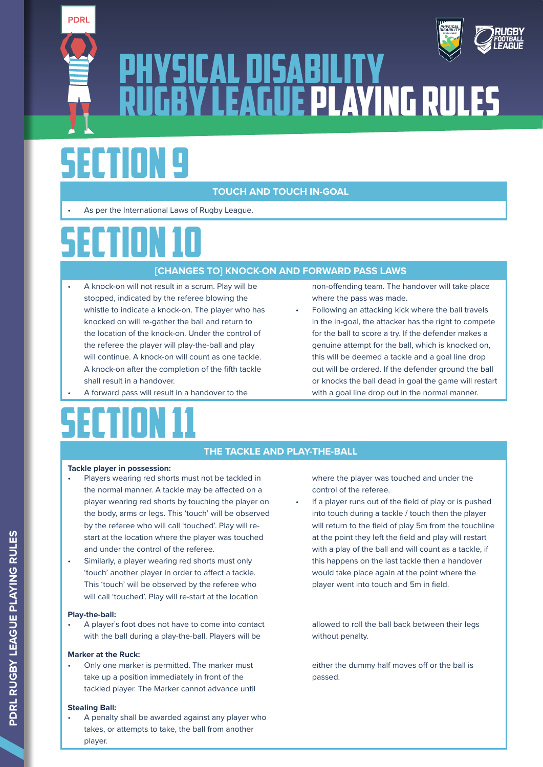# SECTION 9

## TOUCH AND TOUCH IN-GOAL

- As per the International Laws of Rugby League.

# SECTION 10

## [CHANGES TO] KNOCK-ON AND FORWARD PASS LAWS

- A knock-on will not result in a scrum. Play will be stopped, indicated by the referee blowing the whistle to indicate a knock-on. The player who has knocked on will re-gather the ball and return to the location of the knock-on. Under the control of the referee the player will play-the-ball and play will continue. A knock-on will count as one tackle. A knock-on after the completion of the fifth tackle shall result in a handover.
- A forward pass will result in a handover to the non-offending team. The handover will take place where the pass was made.
- Following an attacking kick where the ball travels in the in-goal, the attacker has the right to compete for the ball to score a try. If the defender makes a genuine attempt for the ball, which is knocked on, this will be deemed a tackle and a goal line drop out will be ordered. If the defender ground the ball or knocks the ball dead in goal the game will restart with a goal line drop out in the normal manner.

# SECTION 11

## THE TACKLE AND PLAY-THE-BALL

**Tackle player in possession:**

- Players wearing red shorts must not be tackled in the normal manner. A tackle may be affected on a player wearing red shorts by touching the player on the body, arms or legs. This 'touch' will be observed by the referee who will call 'touched'. Play will re-start at the location where the player was touched and under the control of the referee.
- Similarly, a player wearing red shorts must only 'touch' another player in order to affect a tackle. This 'touch' will be observed by the referee who will call 'touched'. Play will re-start at the location where the player was touched and under the control of the referee.
- If a player runs out of the field of play or is pushed into touch during a tackle / touch then the player will return to the field of play 5m from the touchline at the point they left the field and play will restart with a play of the ball and will count as a tackle, if this happens on the last tackle then a handover would take place again at the point where the player went into touch and 5m in field.

**Play-the-ball:**

- A player's foot does not have to come into contact with the ball during a play-the-ball. Players will be allowed to roll the ball back between their legs without penalty.

**Marker at the Ruck:**

- Only one marker is permitted. The marker must take up a position immediately in front of the tackled player. The Marker cannot advance until either the dummy half moves off or the ball is passed.

**Stealing Ball:**

- A penalty shall be awarded against any player who takes, or attempts to take, the ball from another player.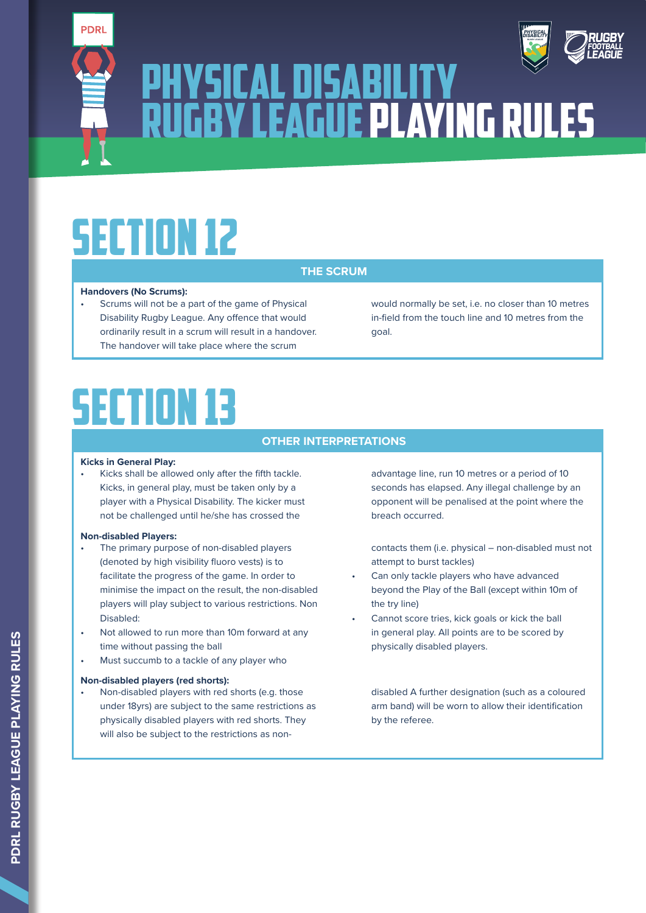# Physical Disability Rugby League Playing Rules

# SECTION 12

## THE SCRUM

**Handovers (No Scrums):**

- Scrums will not be a part of the game of Physical Disability Rugby League. Any offence that would ordinarily result in a scrum will result in a handover. The handover will take place where the scrum would normally be set, i.e. no closer than 10 metres in-field from the touch line and 10 metres from the goal.

# SECTION 13

## OTHER INTERPRETATIONS

**Kicks in General Play:**

- Kicks shall be allowed only after the fifth tackle. Kicks, in general play, must be taken only by a player with a Physical Disability. The kicker must not be challenged until he/she has crossed the advantage line, run 10 metres or a period of 10 seconds has elapsed. Any illegal challenge by an opponent will be penalised at the point where the breach occurred.

**Non-disabled Players:**

- The primary purpose of non-disabled players (denoted by high visibility fluoro vests) is to facilitate the progress of the game. In order to minimise the impact on the result, the non-disabled players will play subject to various restrictions. Non Disabled:
- Not allowed to run more than 10m forward at any time without passing the ball
- Must succumb to a tackle of any player who contacts them (i.e. physical – non-disabled must not attempt to burst tackles)
- Can only tackle players who have advanced beyond the Play of the Ball (except within 10m of the try line)
- Cannot score tries, kick goals or kick the ball in general play. All points are to be scored by physically disabled players.

**Non-disabled players (red shorts):**

- Non-disabled players with red shorts (e.g. those under 18yrs) are subject to the same restrictions as physically disabled players with red shorts. They will also be subject to the restrictions as non-disabled A further designation (such as a coloured arm band) will be worn to allow their identification by the referee.